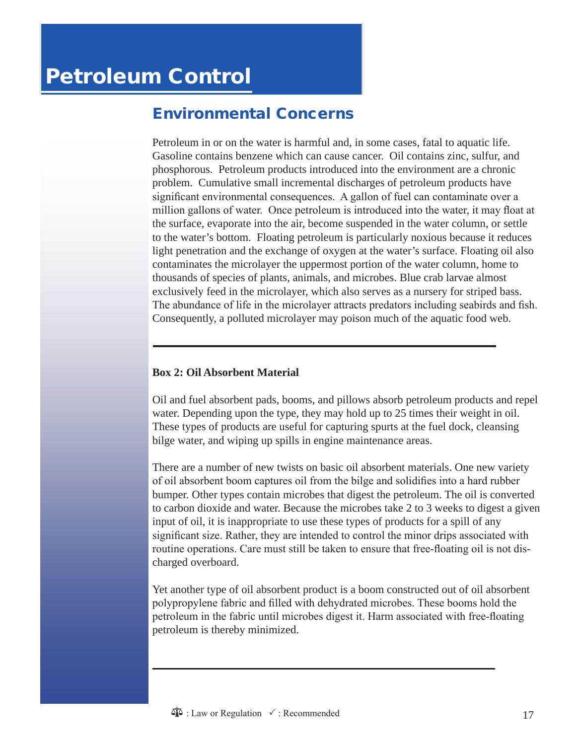# Petroleum Control

## Environmental Concerns

Petroleum in or on the water is harmful and, in some cases, fatal to aquatic life. Gasoline contains benzene which can cause cancer. Oil contains zinc, sulfur, and phosphorous. Petroleum products introduced into the environment are a chronic problem. Cumulative small incremental discharges of petroleum products have significant environmental consequences. A gallon of fuel can contaminate over a million gallons of water. Once petroleum is introduced into the water, it may float at the surface, evaporate into the air, become suspended in the water column, or settle to the water's bottom. Floating petroleum is particularly noxious because it reduces light penetration and the exchange of oxygen at the water's surface. Floating oil also contaminates the microlayer the uppermost portion of the water column, home to thousands of species of plants, animals, and microbes. Blue crab larvae almost exclusively feed in the microlayer, which also serves as a nursery for striped bass. The abundance of life in the microlayer attracts predators including seabirds and fish. Consequently, a polluted microlayer may poison much of the aquatic food web.

---

**Box 2: Oil Absorbent Material**

Oil and fuel absorbent pads, booms, and pillows absorb petroleum products and repel water. Depending upon the type, they may hold up to 25 times their weight in oil. These types of products are useful for capturing spurts at the fuel dock, cleansing bilge water, and wiping up spills in engine maintenance areas.

There are a number of new twists on basic oil absorbent materials. One new variety of oil absorbent boom captures oil from the bilge and solidifies into a hard rubber bumper. Other types contain microbes that digest the petroleum. The oil is converted to carbon dioxide and water. Because the microbes take 2 to 3 weeks to digest a given input of oil, it is inappropriate to use these types of products for a spill of any significant size. Rather, they are intended to control the minor drips associated with routine operations. Care must still be taken to ensure that free-floating oil is not discharged overboard.

Yet another type of oil absorbent product is a boom constructed out of oil absorbent polypropylene fabric and filled with dehydrated microbes. These booms hold the petroleum in the fabric until microbes digest it. Harm associated with free-floating petroleum is thereby minimized.

---

⚖ : Law or Regulation ✓ : Recommended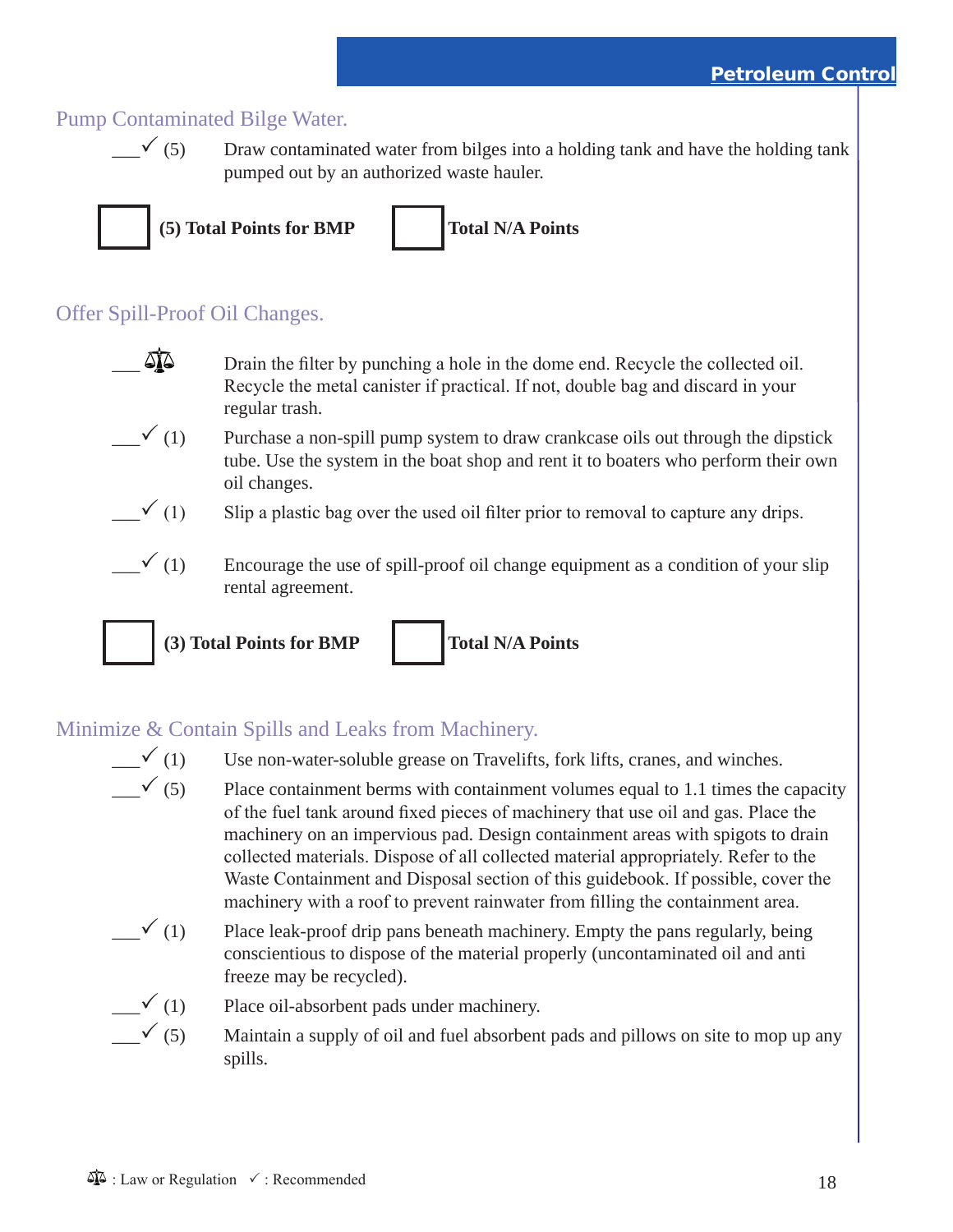## Pump Contaminated Bilge Water.

___✓ (5) Draw contaminated water from bilges into a holding tank and have the holding tank pumped out by an authorized waste hauler.

☐ **(5) Total Points for BMP** ☐ **Total N/A Points**

## Offer Spill-Proof Oil Changes.

___⚖ Drain the filter by punching a hole in the dome end. Recycle the collected oil. Recycle the metal canister if practical. If not, double bag and discard in your regular trash.

___✓ (1) Purchase a non-spill pump system to draw crankcase oils out through the dipstick tube. Use the system in the boat shop and rent it to boaters who perform their own oil changes.

___✓ (1) Slip a plastic bag over the used oil filter prior to removal to capture any drips.

___✓ (1) Encourage the use of spill-proof oil change equipment as a condition of your slip rental agreement.

☐ **(3) Total Points for BMP** ☐ **Total N/A Points**

## Minimize & Contain Spills and Leaks from Machinery.

___✓ (1) Use non-water-soluble grease on Travelifts, fork lifts, cranes, and winches.

___✓ (5) Place containment berms with containment volumes equal to 1.1 times the capacity of the fuel tank around fixed pieces of machinery that use oil and gas. Place the machinery on an impervious pad. Design containment areas with spigots to drain collected materials. Dispose of all collected material appropriately. Refer to the Waste Containment and Disposal section of this guidebook. If possible, cover the machinery with a roof to prevent rainwater from filling the containment area.

___✓ (1) Place leak-proof drip pans beneath machinery. Empty the pans regularly, being conscientious to dispose of the material properly (uncontaminated oil and anti freeze may be recycled).

___✓ (1) Place oil-absorbent pads under machinery.

___✓ (5) Maintain a supply of oil and fuel absorbent pads and pillows on site to mop up any spills.

⚖ : Law or Regulation ✓ : Recommended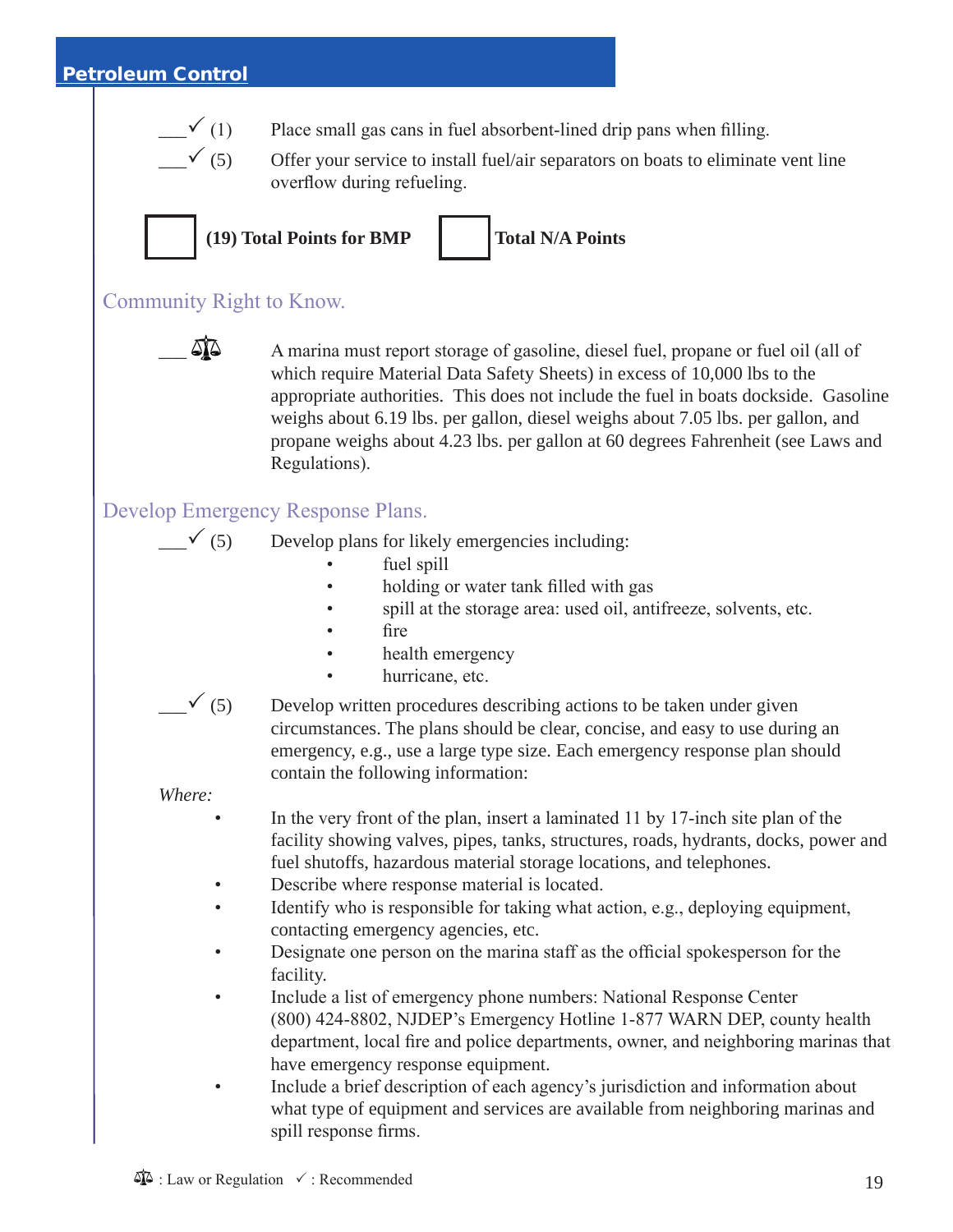## Petroleum Control

___✓ (1) Place small gas cans in fuel absorbent-lined drip pans when filling.

___✓ (5) Offer your service to install fuel/air separators on boats to eliminate vent line overflow during refueling.

☐ **(19) Total Points for BMP** ☐ **Total N/A Points**

### Community Right to Know.

___ ⚖ A marina must report storage of gasoline, diesel fuel, propane or fuel oil (all of which require Material Data Safety Sheets) in excess of 10,000 lbs to the appropriate authorities. This does not include the fuel in boats dockside. Gasoline weighs about 6.19 lbs. per gallon, diesel weighs about 7.05 lbs. per gallon, and propane weighs about 4.23 lbs. per gallon at 60 degrees Fahrenheit (see Laws and Regulations).

### Develop Emergency Response Plans.

___✓ (5) Develop plans for likely emergencies including:

- fuel spill
- holding or water tank filled with gas
- spill at the storage area: used oil, antifreeze, solvents, etc.
- fire
- health emergency
- hurricane, etc.

___✓ (5) Develop written procedures describing actions to be taken under given circumstances. The plans should be clear, concise, and easy to use during an emergency, e.g., use a large type size. Each emergency response plan should contain the following information:

*Where:*

- In the very front of the plan, insert a laminated 11 by 17-inch site plan of the facility showing valves, pipes, tanks, structures, roads, hydrants, docks, power and fuel shutoffs, hazardous material storage locations, and telephones.
- Describe where response material is located.
- Identify who is responsible for taking what action, e.g., deploying equipment, contacting emergency agencies, etc.
- Designate one person on the marina staff as the official spokesperson for the facility.
- Include a list of emergency phone numbers: National Response Center (800) 424-8802, NJDEP's Emergency Hotline 1-877 WARN DEP, county health department, local fire and police departments, owner, and neighboring marinas that have emergency response equipment.
- Include a brief description of each agency's jurisdiction and information about what type of equipment and services are available from neighboring marinas and spill response firms.

⚖ : Law or Regulation ✓ : Recommended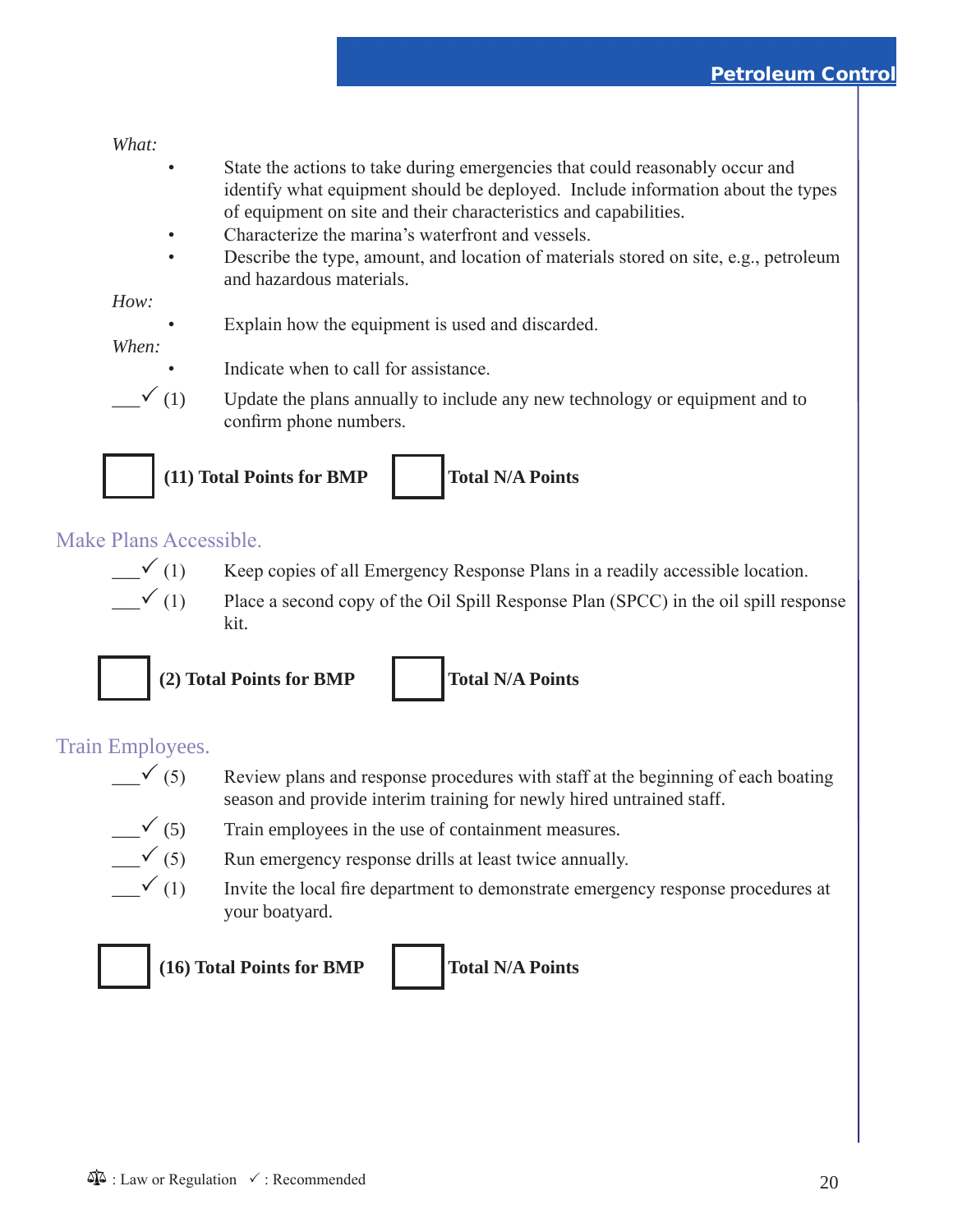*What:*

- State the actions to take during emergencies that could reasonably occur and identify what equipment should be deployed. Include information about the types of equipment on site and their characteristics and capabilities.
- Characterize the marina's waterfront and vessels.
- Describe the type, amount, and location of materials stored on site, e.g., petroleum and hazardous materials.

*How:*

- Explain how the equipment is used and discarded.

*When:*

- Indicate when to call for assistance.

___✓ (1) Update the plans annually to include any new technology or equipment and to confirm phone numbers.

☐ **(11) Total Points for BMP** ☐ **Total N/A Points**

## Make Plans Accessible.

___✓ (1) Keep copies of all Emergency Response Plans in a readily accessible location.

___✓ (1) Place a second copy of the Oil Spill Response Plan (SPCC) in the oil spill response kit.

☐ **(2) Total Points for BMP** ☐ **Total N/A Points**

## Train Employees.

___✓ (5) Review plans and response procedures with staff at the beginning of each boating season and provide interim training for newly hired untrained staff.

___✓ (5) Train employees in the use of containment measures.

___✓ (5) Run emergency response drills at least twice annually.

___✓ (1) Invite the local fire department to demonstrate emergency response procedures at your boatyard.

☐ **(16) Total Points for BMP** ☐ **Total N/A Points**

⚖ : Law or Regulation ✓ : Recommended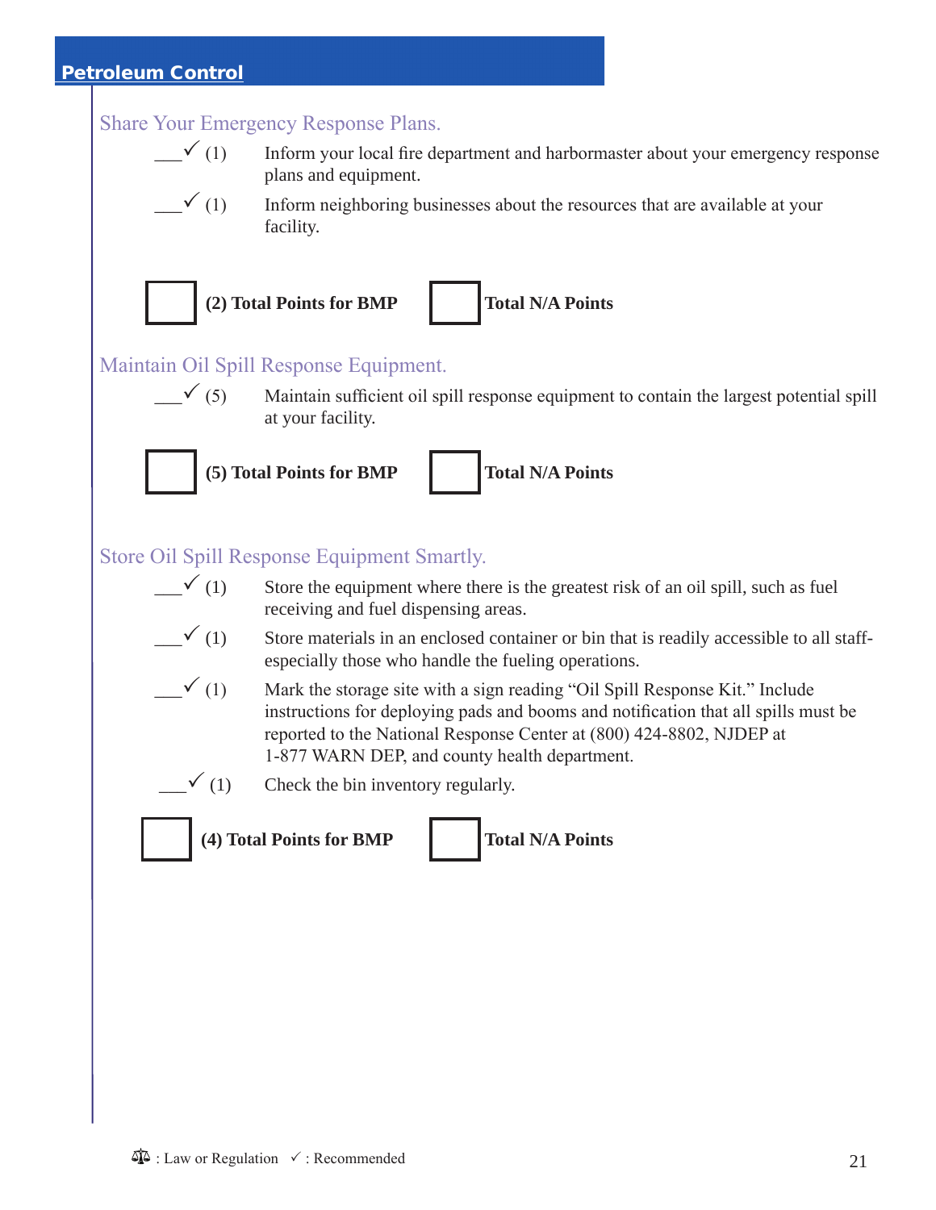## Petroleum Control

### Share Your Emergency Response Plans.

___✓ (1) Inform your local fire department and harbormaster about your emergency response plans and equipment.

___✓ (1) Inform neighboring businesses about the resources that are available at your facility.

☐ **(2) Total Points for BMP** ☐ **Total N/A Points**

### Maintain Oil Spill Response Equipment.

___✓ (5) Maintain sufficient oil spill response equipment to contain the largest potential spill at your facility.

☐ **(5) Total Points for BMP** ☐ **Total N/A Points**

### Store Oil Spill Response Equipment Smartly.

___✓ (1) Store the equipment where there is the greatest risk of an oil spill, such as fuel receiving and fuel dispensing areas.

___✓ (1) Store materials in an enclosed container or bin that is readily accessible to all staff-especially those who handle the fueling operations.

___✓ (1) Mark the storage site with a sign reading "Oil Spill Response Kit." Include instructions for deploying pads and booms and notification that all spills must be reported to the National Response Center at (800) 424-8802, NJDEP at 1-877 WARN DEP, and county health department.

___✓ (1) Check the bin inventory regularly.

☐ **(4) Total Points for BMP** ☐ **Total N/A Points**

⚖ : Law or Regulation ✓ : Recommended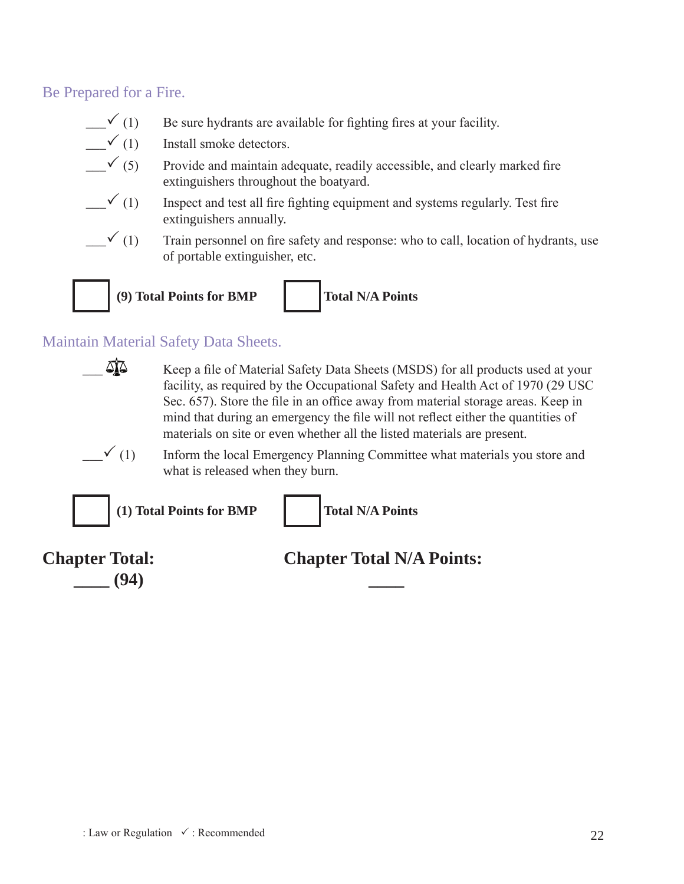## Be Prepared for a Fire.

___✓ (1) Be sure hydrants are available for fighting fires at your facility.

___✓ (1) Install smoke detectors.

___✓ (5) Provide and maintain adequate, readily accessible, and clearly marked fire extinguishers throughout the boatyard.

___✓ (1) Inspect and test all fire fighting equipment and systems regularly. Test fire extinguishers annually.

___✓ (1) Train personnel on fire safety and response: who to call, location of hydrants, use of portable extinguisher, etc.

☐ **(9) Total Points for BMP** ☐ **Total N/A Points**

## Maintain Material Safety Data Sheets.

___⚖ Keep a file of Material Safety Data Sheets (MSDS) for all products used at your facility, as required by the Occupational Safety and Health Act of 1970 (29 USC Sec. 657). Store the file in an office away from material storage areas. Keep in mind that during an emergency the file will not reflect either the quantities of materials on site or even whether all the listed materials are present.

___✓ (1) Inform the local Emergency Planning Committee what materials you store and what is released when they burn.

☐ **(1) Total Points for BMP** ☐ **Total N/A Points**

**Chapter Total:** **____ (94)**

**Chapter Total N/A Points:** **____**

: Law or Regulation ✓ : Recommended